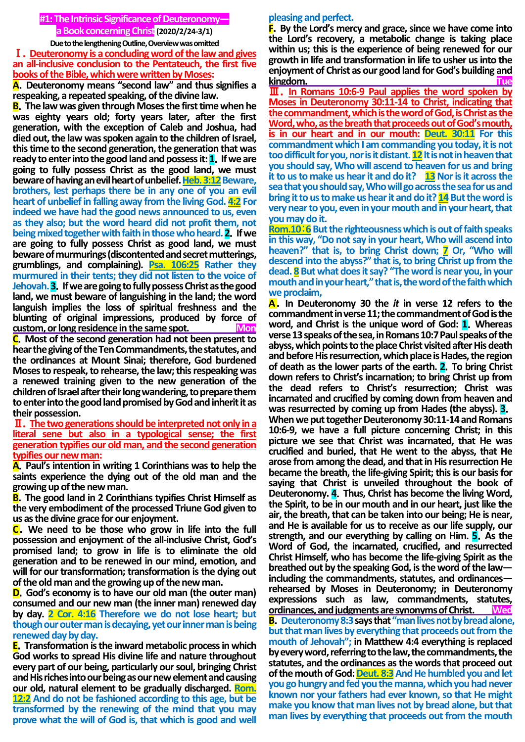# #1: The Intrinsic Significance of Deuteronomy—a Book concerning Christ (2020/2/24-3/1)

**Due to the lengthening Outline, Overview was omitted**

## Ⅰ. Deuteronomy is a concluding word of the law and gives an all-inclusive conclusion to the Pentateuch, the first five books of the Bible, which were written by Moses:

**A.** Deuteronomy means "second law" and thus signifies a respeaking, a repeated speaking, of the divine law.

**B.** The law was given through Moses the first time when he was eighty years old; forty years later, after the first generation, with the exception of Caleb and Joshua, had died out, the law was spoken again to the children of Israel, this time to the second generation, the generation that was ready to enter into the good land and possess it: **1.** If we are going to fully possess Christ as the good land, we must beware of having an evil heart of unbelief. **Heb. 3:12** Beware, brothers, lest perhaps there be in any one of you an evil heart of unbelief in falling away from the living God. **4:2** For indeed we have had the good news announced to us, even as they also; but the word heard did not profit them, not being mixed together with faith in those who heard. **2.** If we are going to fully possess Christ as good land, we must beware of murmurings (discontented and secret mutterings, grumblings, and complaining). **Psa. 106:25** Rather they murmured in their tents; they did not listen to the voice of Jehovah. **3.** If we are going to fully possess Christ as the good land, we must beware of languishing in the land; the word languish implies the loss of spiritual freshness and the blunting of original impressions, produced by force of custom, or long residence in the same spot. **Mon**

**C.** Most of the second generation had not been present to hear the giving of the Ten Commandments, the statutes, and the ordinances at Mount Sinai; therefore, God burdened Moses to respeak, to rehearse, the law; this respeaking was a renewed training given to the new generation of the children of Israel after their long wandering, to prepare them to enter into the good land promised by God and inherit it as their possession.

## Ⅱ. The two generations should be interpreted not only in a literal sene but also in a typological sense; the first generation typifies our old man, and the second generation typifies our new man:

**A.** Paul's intention in writing 1 Corinthians was to help the saints experience the dying out of the old man and the growing up of the new man.

**B.** The good land in 2 Corinthians typifies Christ Himself as the very embodiment of the processed Triune God given to us as the divine grace for our enjoyment.

**C.** We need to be those who grow in life into the full possession and enjoyment of the all-inclusive Christ, God's promised land; to grow in life is to eliminate the old generation and to be renewed in our mind, emotion, and will for our transformation; transformation is the dying out of the old man and the growing up of the new man.

**D.** God's economy is to have our old man (the outer man) consumed and our new man (the inner man) renewed day by day. **2 Cor. 4:16** Therefore we do not lose heart; but though our outer man is decaying, yet our inner man is being renewed day by day.

**E.** Transformation is the inward metabolic process in which God works to spread His divine life and nature throughout every part of our being, particularly our soul, bringing Christ and His riches into our being as our new element and causing our old, natural element to be gradually discharged. **Rom. 12:2** And do not be fashioned according to this age, but be transformed by the renewing of the mind that you may prove what the will of God is, that which is good and well pleasing and perfect.

**F.** By the Lord's mercy and grace, since we have come into the Lord's recovery, a metabolic change is taking place within us; this is the experience of being renewed for our growth in life and transformation in life to usher us into the enjoyment of Christ as our good land for God's building and kingdom. **Tue**

## Ⅲ. In Romans 10:6-9 Paul applies the word spoken by Moses in Deuteronomy 30:11-14 to Christ, indicating that the commandment, which is the word of God, is Christ as the Word, who, as the breath that proceeds out of God's mouth, is in our heart and in our mouth:

**Deut. 30:11** For this commandment which I am commanding you today, it is not too difficult for you, nor is it distant. **12** It is not in heaven that you should say, Who will ascend to heaven for us and bring it to us to make us hear it and do it? **13** Nor is it across the sea that you should say, Who will go across the sea for us and bring it to us to make us hear it and do it? **14** But the word is very near to you, even in your mouth and in your heart, that you may do it.

**Rom.10:6** But the righteousness which is out of faith speaks in this way, "Do not say in your heart, Who will ascend into heaven?" that is, to bring Christ down; **7** Or, "Who will descend into the abyss?" that is, to bring Christ up from the dead. **8** But what does it say? "The word is near you, in your mouth and in your heart," that is, the word of the faith which we proclaim,

**A.** In Deuteronomy 30 the *it* in verse 12 refers to the commandment in verse 11; the commandment of God is the word, and Christ is the unique word of God: **1.** Whereas verse 13 speaks of the sea, in Romans 10:7 Paul speaks of the abyss, which points to the place Christ visited after His death and before His resurrection, which place is Hades, the region of death as the lower parts of the earth. **2.** To bring Christ down refers to Christ's incarnation; to bring Christ up from the dead refers to Christ's resurrection; Christ was incarnated and crucified by coming down from heaven and was resurrected by coming up from Hades (the abyss). **3.** When we put together Deuteronomy 30:11-14 and Romans 10:6-9, we have a full picture concerning Christ; in this picture we see that Christ was incarnated, that He was crucified and buried, that He went to the abyss, that He arose from among the dead, and that in His resurrection He became the breath, the life-giving Spirit; this is our basis for saying that Christ is unveiled throughout the book of Deuteronomy. **4.** Thus, Christ has become the living Word, the Spirit, to be in our mouth and in our heart, just like the air, the breath, that can be taken into our being; He is near, and He is available for us to receive as our life supply, our strength, and our everything by calling on Him. **5.** As the Word of God, the incarnated, crucified, and resurrected Christ Himself, who has become the life-giving Spirit as the breathed out by the speaking God, is the word of the law—including the commandments, statutes, and ordinances—rehearsed by Moses in Deuteronomy; in Deuteronomy expressions such as law, commandments, statutes, ordinances, and judgments are synonyms of Christ. **Wed**

**B.** Deuteronomy 8:3 says that "man lives not by bread alone, but that man lives by everything that proceeds out from the mouth of Jehovah"; in Matthew 4:4 everything is replaced by every word, referring to the law, the commandments, the statutes, and the ordinances as the words that proceed out of the mouth of God: **Deut. 8:3** And He humbled you and let you go hungry and fed you the manna, which you had never known nor your fathers had ever known, so that He might make you know that man lives not by bread alone, but that man lives by everything that proceeds out from the mouth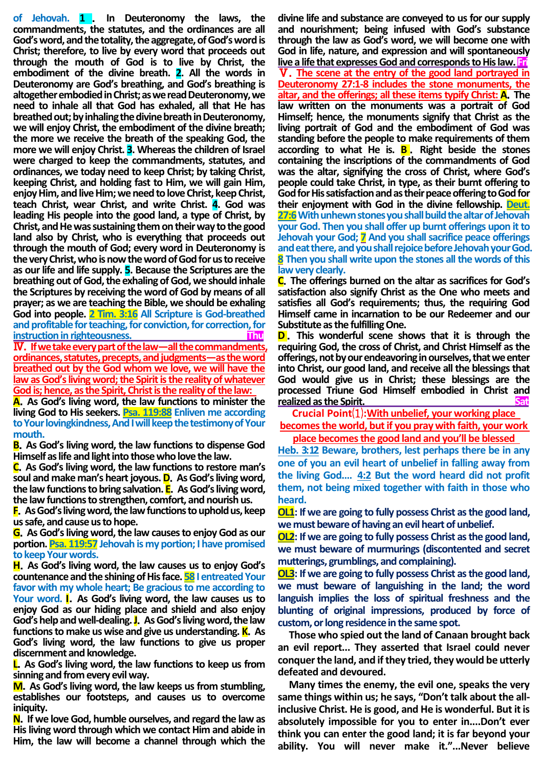of Jehovah. **1**. In Deuteronomy the laws, the commandments, the statutes, and the ordinances are all God's word, and the totality, the aggregate, of God's word is Christ; therefore, to live by every word that proceeds out through the mouth of God is to live by Christ, the embodiment of the divine breath. **2**. All the words in Deuteronomy are God's breathing, and God's breathing is altogether embodied in Christ; as we read Deuteronomy, we need to inhale all that God has exhaled, all that He has breathed out; by inhaling the divine breath in Deuteronomy, we will enjoy Christ, the embodiment of the divine breath; the more we receive the breath of the speaking God, the more we will enjoy Christ. **3**. Whereas the children of Israel were charged to keep the commandments, statutes, and ordinances, we today need to keep Christ; by taking Christ, keeping Christ, and holding fast to Him, we will gain Him, enjoy Him, and live Him; we need to love Christ, keep Christ, teach Christ, wear Christ, and write Christ. **4**. God was leading His people into the good land, a type of Christ, by Christ, and He was sustaining them on their way to the good land also by Christ, who is everything that proceeds out through the mouth of God; every word in Deuteronomy is the very Christ, who is now the word of God for us to receive as our life and life supply. **5**. Because the Scriptures are the breathing out of God, the exhaling of God, we should inhale the Scriptures by receiving the word of God by means of all prayer; as we are teaching the Bible, we should be exhaling God into people. **2 Tim. 3:16** All Scripture is God-breathed and profitable for teaching, for conviction, for correction, for instruction in righteousness. **Thu**

## Ⅳ. If we take every part of the law—all the commandments, ordinances, statutes, precepts, and judgments—as the word breathed out by the God whom we love, we will have the law as God's living word; the Spirit is the reality of whatever God is; hence, as the Spirit, Christ is the reality of the law:

**A**. As God's living word, the law functions to minister the living God to His seekers. **Psa. 119:88** Enliven me according to Your lovingkindness, And I will keep the testimony of Your mouth.

**B**. As God's living word, the law functions to dispense God Himself as life and light into those who love the law.

**C**. As God's living word, the law functions to restore man's soul and make man's heart joyous. **D**. As God's living word, the law functions to bring salvation. **E**. As God's living word, the law functions to strengthen, comfort, and nourish us.

**F**. As God's living word, the law functions to uphold us, keep us safe, and cause us to hope.

**G**. As God's living word, the law causes to enjoy God as our portion. **Psa. 119:57** Jehovah is my portion; I have promised to keep Your words.

**H**. As God's living word, the law causes us to enjoy God's countenance and the shining of His face. **58** I entreated Your favor with my whole heart; Be gracious to me according to Your word. **I**. As God's living word, the law causes us to enjoy God as our hiding place and shield and also enjoy God's help and well-dealing. **J**. As God's living word, the law functions to make us wise and give us understanding. **K**. As God's living word, the law functions to give us proper discernment and knowledge.

**L**. As God's living word, the law functions to keep us from sinning and from every evil way.

**M**. As God's living word, the law keeps us from stumbling, establishes our footsteps, and causes us to overcome iniquity.

**N**. If we love God, humble ourselves, and regard the law as His living word through which we contact Him and abide in Him, the law will become a channel through which the divine life and substance are conveyed to us for our supply and nourishment; being infused with God's substance through the law as God's word, we will become one with God in life, nature, and expression and will spontaneously live a life that expresses God and corresponds to His law. **Fri**

## Ⅴ. The scene at the entry of the good land portrayed in Deuteronomy 27:1-8 includes the stone monuments, the altar, and the offerings; all these items typify Christ:

**A**. The law written on the monuments was a portrait of God Himself; hence, the monuments signify that Christ as the living portrait of God and the embodiment of God was standing before the people to make requirements of them according to what He is. **B**. Right beside the stones containing the inscriptions of the commandments of God was the altar, signifying the cross of Christ, where God's people could take Christ, in type, as their burnt offering to God for His satisfaction and as their peace offering to God for their enjoyment with God in the divine fellowship. **Deut. 27:6** With unhewn stones you shall build the altar of Jehovah your God. Then you shall offer up burnt offerings upon it to Jehovah your God; **7** And you shall sacrifice peace offerings and eat there, and you shall rejoice before Jehovah your God. **8** Then you shall write upon the stones all the words of this law very clearly.

**C**. The offerings burned on the altar as sacrifices for God's satisfaction also signify Christ as the One who meets and satisfies all God's requirements; thus, the requiring God Himself came in incarnation to be our Redeemer and our Substitute as the fulfilling One.

**D**. This wonderful scene shows that it is through the requiring God, the cross of Christ, and Christ Himself as the offerings, not by our endeavoring in ourselves, that we enter into Christ, our good land, and receive all the blessings that God would give us in Christ; these blessings are the processed Triune God Himself embodied in Christ and realized as the Spirit. **Sat**

## Crucial Point⑴: With unbelief, your working place becomes the world, but if you pray with faith, your work place becomes the good land and you'll be blessed

**Heb. 3:12** Beware, brothers, lest perhaps there be in any one of you an evil heart of unbelief in falling away from the living God.... **4:2** But the word heard did not profit them, not being mixed together with faith in those who heard.

**OL1**: If we are going to fully possess Christ as the good land, we must beware of having an evil heart of unbelief.

**OL2**: If we are going to fully possess Christ as the good land, we must beware of murmurings (discontented and secret mutterings, grumblings, and complaining).

**OL3**: If we are going to fully possess Christ as the good land, we must beware of languishing in the land; the word languish implies the loss of spiritual freshness and the blunting of original impressions, produced by force of custom, or long residence in the same spot.

Those who spied out the land of Canaan brought back an evil report... They asserted that Israel could never conquer the land, and if they tried, they would be utterly defeated and devoured.

Many times the enemy, the evil one, speaks the very same things within us; he says, "Don't talk about the all-inclusive Christ. He is good, and He is wonderful. But it is absolutely impossible for you to enter in....Don't ever think you can enter the good land; it is far beyond your ability. You will never make it."...Never believe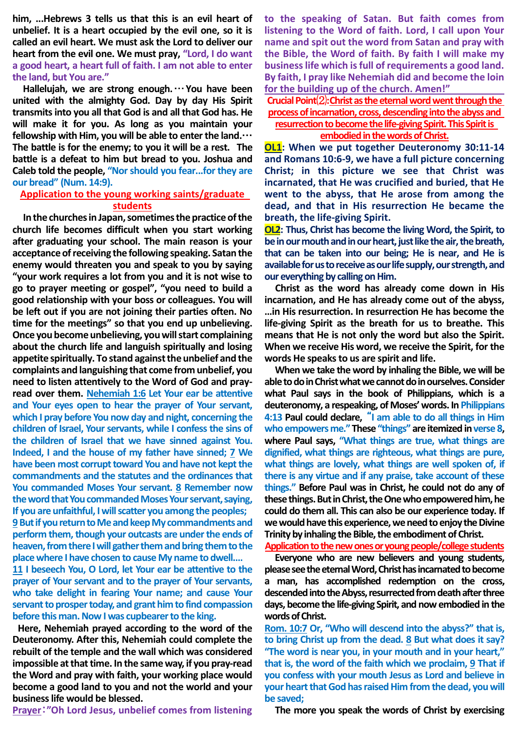him, ...Hebrews 3 tells us that this is an evil heart of unbelief. It is a heart occupied by the evil one, so it is called an evil heart. We must ask the Lord to deliver our heart from the evil one. We must pray, **"Lord, I do want a good heart, a heart full of faith. I am not able to enter the land, but You are."**

Hallelujah, we are strong enough.… You have been united with the almighty God. Day by day His Spirit transmits into you all that God is and all that God has. He will make it for you. As long as you maintain your fellowship with Him, you will be able to enter the land.… The battle is for the enemy; to you it will be a rest. The battle is a defeat to him but bread to you. Joshua and Caleb told the people, **"Nor should you fear…for they are our bread" (Num. 14:9).**

## Application to the young working saints/graduate students

In the churches in Japan, sometimes the practice of the church life becomes difficult when you start working after graduating your school. The main reason is your acceptance of receiving the following speaking. Satan the enemy would threaten you and speak to you by saying "your work requires a lot from you and it is not wise to go to prayer meeting or gospel", "you need to build a good relationship with your boss or colleagues. You will be left out if you are not joining their parties often. No time for the meetings" so that you end up unbelieving. Once you become unbelieving, you will start complaining about the church life and languish spiritually and losing appetite spiritually. To stand against the unbelief and the complaints and languishing that come from unbelief, you need to listen attentively to the Word of God and pray-read over them. **Nehemiah 1:6** Let Your ear be attentive and Your eyes open to hear the prayer of Your servant, which I pray before You now day and night, concerning the children of Israel, Your servants, while I confess the sins of the children of Israel that we have sinned against You. Indeed, I and the house of my father have sinned; **7** We have been most corrupt toward You and have not kept the commandments and the statutes and the ordinances that You commanded Moses Your servant. **8** Remember now the word that You commanded Moses Your servant, saying, If you are unfaithful, I will scatter you among the peoples; **9** But if you return to Me and keep My commandments and perform them, though your outcasts are under the ends of heaven, from there I will gather them and bring them to the place where I have chosen to cause My name to dwell.... **11** I beseech You, O Lord, let Your ear be attentive to the prayer of Your servant and to the prayer of Your servants, who take delight in fearing Your name; and cause Your servant to prosper today, and grant him to find compassion before this man. Now I was cupbearer to the king.

Here, Nehemiah prayed according to the word of the Deuteronomy. After this, Nehemiah could complete the rebuilt of the temple and the wall which was considered impossible at that time. In the same way, if you pray-read the Word and pray with faith, your working place would become a good land to you and not the world and your business life would be blessed.

**Prayer**: **"Oh Lord Jesus, unbelief comes from listening to the speaking of Satan. But faith comes from listening to the Word of faith. Lord, I call upon Your name and spit out the word from Satan and pray with the Bible, the Word of faith. By faith I will make my business life which is full of requirements a good land. By faith, I pray like Nehemiah did and become the loin for the building up of the church. Amen!"**

## Crucial Point⑵: Christ as the eternal word went through the process of incarnation, cross, descending into the abyss and resurrection to become the life-giving Spirit. This Spirit is embodied in the words of Christ.

**OL1: When we put together Deuteronomy 30:11-14 and Romans 10:6-9, we have a full picture concerning Christ; in this picture we see that Christ was incarnated, that He was crucified and buried, that He went to the abyss, that He arose from among the dead, and that in His resurrection He became the breath, the life-giving Spirit.**

**OL2: Thus, Christ has become the living Word, the Spirit, to be in our mouth and in our heart, just like the air, the breath, that can be taken into our being; He is near, and He is available for us to receive as our life supply, our strength, and our everything by calling on Him.**

Christ as the word has already come down in His incarnation, and He has already come out of the abyss, ...in His resurrection. In resurrection He has become the life-giving Spirit as the breath for us to breathe. This means that He is not only the word but also the Spirit. When we receive His word, we receive the Spirit, for the words He speaks to us are spirit and life.

When we take the word by inhaling the Bible, we will be able to do in Christ what we cannot do in ourselves. Consider what Paul says in the book of Philippians, which is a deuteronomy, a respeaking, of Moses' words. In Philippians 4:13 Paul could declare, "I am able to do all things in Him who empowers me." These "things" are itemized in verse 8, where Paul says, "What things are true, what things are dignified, what things are righteous, what things are pure, what things are lovely, what things are well spoken of, if there is any virtue and if any praise, take account of these things." Before Paul was in Christ, he could not do any of these things. But in Christ, the One who empowered him, he could do them all. This can also be our experience today. If we would have this experience, we need to enjoy the Divine Trinity by inhaling the Bible, the embodiment of Christ.

## Application to the new ones or young people/college students

Everyone who are new believers and young students, please see the eternal Word, Christ has incarnated to become a man, has accomplished redemption on the cross, descended into the Abyss, resurrected from death after three days, become the life-giving Spirit, and now embodied in the words of Christ.

**Rom. 10:7** Or, "Who will descend into the abyss?" that is, to bring Christ up from the dead. **8** But what does it say? "The word is near you, in your mouth and in your heart," that is, the word of the faith which we proclaim, **9** That if you confess with your mouth Jesus as Lord and believe in your heart that God has raised Him from the dead, you will be saved;

The more you speak the words of Christ by exercising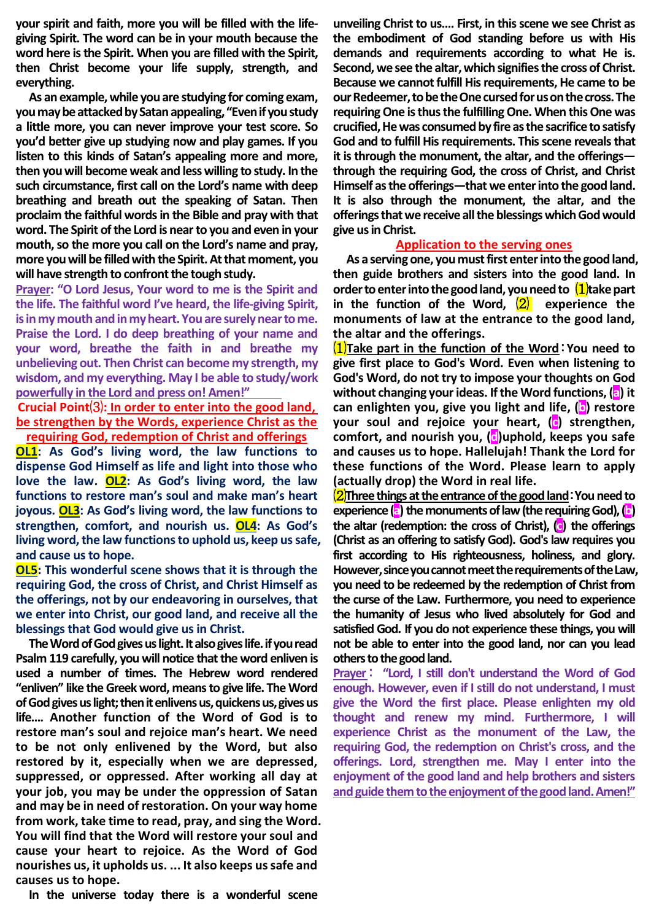your spirit and faith, more you will be filled with the life-giving Spirit. The word can be in your mouth because the word here is the Spirit. When you are filled with the Spirit, then Christ become your life supply, strength, and everything.

As an example, while you are studying for coming exam, you may be attacked by Satan appealing, "Even if you study a little more, you can never improve your test score. So you'd better give up studying now and play games. If you listen to this kinds of Satan's appealing more and more, then you will become weak and less willing to study. In the such circumstance, first call on the Lord's name with deep breathing and breath out the speaking of Satan. Then proclaim the faithful words in the Bible and pray with that word. The Spirit of the Lord is near to you and even in your mouth, so the more you call on the Lord's name and pray, more you will be filled with the Spirit. At that moment, you will have strength to confront the tough study.

Prayer: "O Lord Jesus, Your word to me is the Spirit and the life. The faithful word I've heard, the life-giving Spirit, is in my mouth and in my heart. You are surely near to me. Praise the Lord. I do deep breathing of your name and your word, breathe the faith in and breathe my unbelieving out. Then Christ can become my strength, my wisdom, and my everything. May I be able to study/work powerfully in the Lord and press on! Amen!"

**Crucial Point⑶: In order to enter into the good land, be strengthen by the Words, experience Christ as the requiring God, redemption of Christ and offerings**

**OL1**: As God's living word, the law functions to dispense God Himself as life and light into those who love the law. **OL2**: As God's living word, the law functions to restore man's soul and make man's heart joyous. **OL3**: As God's living word, the law functions to strengthen, comfort, and nourish us. **OL4**: As God's living word, the law functions to uphold us, keep us safe, and cause us to hope.

**OL5**: This wonderful scene shows that it is through the requiring God, the cross of Christ, and Christ Himself as the offerings, not by our endeavoring in ourselves, that we enter into Christ, our good land, and receive all the blessings that God would give us in Christ.

The Word of God gives us light. It also gives life. if you read Psalm 119 carefully, you will notice that the word enliven is used a number of times. The Hebrew word rendered "enliven" like the Greek word, means to give life. The Word of God gives us light; then it enlivens us, quickens us, gives us life.... Another function of the Word of God is to restore man's soul and rejoice man's heart. We need to be not only enlivened by the Word, but also restored by it, especially when we are depressed, suppressed, or oppressed. After working all day at your job, you may be under the oppression of Satan and may be in need of restoration. On your way home from work, take time to read, pray, and sing the Word. You will find that the Word will restore your soul and cause your heart to rejoice. As the Word of God nourishes us, it upholds us. ... It also keeps us safe and causes us to hope.

In the universe today there is a wonderful scene unveiling Christ to us.... First, in this scene we see Christ as the embodiment of God standing before us with His demands and requirements according to what He is. Second, we see the altar, which signifies the cross of Christ. Because we cannot fulfill His requirements, He came to be our Redeemer, to be the One cursed for us on the cross. The requiring One is thus the fulfilling One. When this One was crucified, He was consumed by fire as the sacrifice to satisfy God and to fulfill His requirements. This scene reveals that it is through the monument, the altar, and the offerings—through the requiring God, the cross of Christ, and Christ Himself as the offerings—that we enter into the good land. It is also through the monument, the altar, and the offerings that we receive all the blessings which God would give us in Christ.

## Application to the serving ones

As a serving one, you must first enter into the good land, then guide brothers and sisters into the good land. In order to enter into the good land, you need to ⑴take part in the function of the Word, ⑵ experience the monuments of law at the entrance to the good land, the altar and the offerings.

**⑴Take part in the function of the Word**：You need to give first place to God's Word. Even when listening to God's Word, do not try to impose your thoughts on God without changing your ideas. If the Word functions, (a) it can enlighten you, give you light and life, (b) restore your soul and rejoice your heart, (c) strengthen, comfort, and nourish you, (d)uphold, keeps you safe and causes you to hope. Hallelujah! Thank the Lord for these functions of the Word. Please learn to apply (actually drop) the Word in real life.

**⑵Three things at the entrance of the good land**：You need to experience (a) the monuments of law (the requiring God), (b) the altar (redemption: the cross of Christ), (c) the offerings (Christ as an offering to satisfy God). God's law requires you first according to His righteousness, holiness, and glory. However, since you cannot meet the requirements of the Law, you need to be redeemed by the redemption of Christ from the curse of the Law. Furthermore, you need to experience the humanity of Jesus who lived absolutely for God and satisfied God. If you do not experience these things, you will not be able to enter into the good land, nor can you lead others to the good land.

Prayer： "Lord, I still don't understand the Word of God enough. However, even if I still do not understand, I must give the Word the first place. Please enlighten my old thought and renew my mind. Furthermore, I will experience Christ as the monument of the Law, the requiring God, the redemption on Christ's cross, and the offerings. Lord, strengthen me. May I enter into the enjoyment of the good land and help brothers and sisters and guide them to the enjoyment of the good land. Amen!"